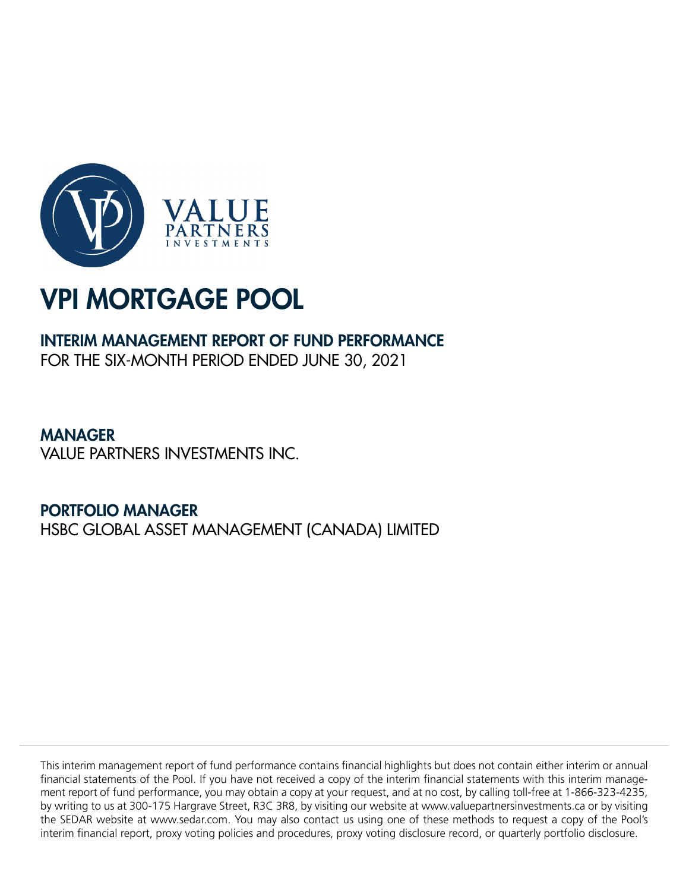VALUE PARTNERS INVESTMENTS

# VPI MORTGAGE POOL

## INTERIM MANAGEMENT REPORT OF FUND PERFORMANCE

FOR THE SIX-MONTH PERIOD ENDED JUNE 30, 2021

## MANAGER

VALUE PARTNERS INVESTMENTS INC.

## PORTFOLIO MANAGER

HSBC GLOBAL ASSET MANAGEMENT (CANADA) LIMITED

This interim management report of fund performance contains financial highlights but does not contain either interim or annual financial statements of the Pool. If you have not received a copy of the interim financial statements with this interim management report of fund performance, you may obtain a copy at your request, and at no cost, by calling toll-free at 1-866-323-4235, by writing to us at 300-175 Hargrave Street, R3C 3R8, by visiting our website at www.valuepartnersinvestments.ca or by visiting the SEDAR website at www.sedar.com. You may also contact us using one of these methods to request a copy of the Pool's interim financial report, proxy voting policies and procedures, proxy voting disclosure record, or quarterly portfolio disclosure.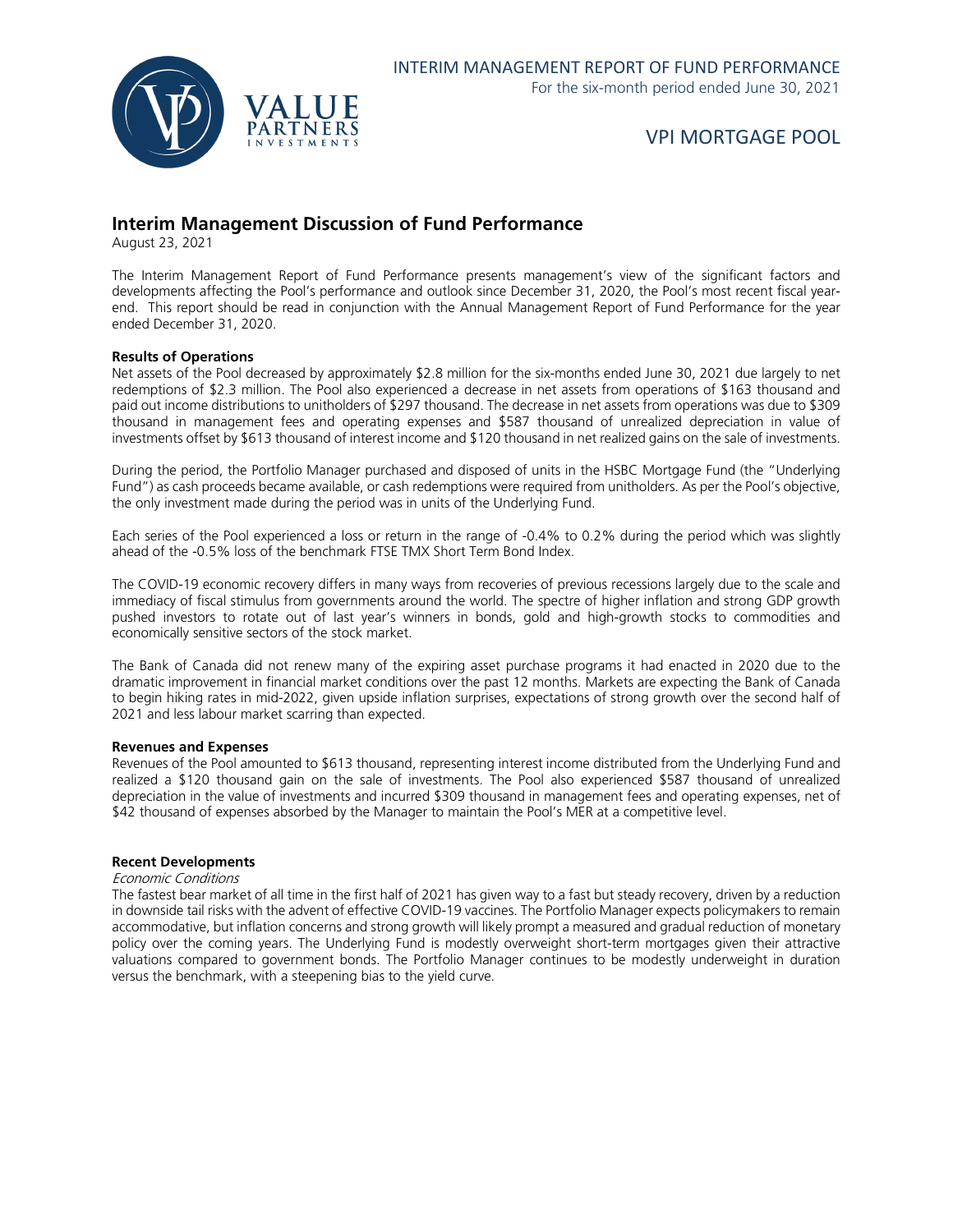# Interim Management Discussion of Fund Performance

August 23, 2021

The Interim Management Report of Fund Performance presents management's view of the significant factors and developments affecting the Pool's performance and outlook since December 31, 2020, the Pool's most recent fiscal year-end. This report should be read in conjunction with the Annual Management Report of Fund Performance for the year ended December 31, 2020.

**Results of Operations**

Net assets of the Pool decreased by approximately $2.8 million for the six-months ended June 30, 2021 due largely to net redemptions of $2.3 million. The Pool also experienced a decrease in net assets from operations of $163 thousand and paid out income distributions to unitholders of $297 thousand. The decrease in net assets from operations was due to $309 thousand in management fees and operating expenses and $587 thousand of unrealized depreciation in value of investments offset by $613 thousand of interest income and $120 thousand in net realized gains on the sale of investments.

During the period, the Portfolio Manager purchased and disposed of units in the HSBC Mortgage Fund (the "Underlying Fund") as cash proceeds became available, or cash redemptions were required from unitholders. As per the Pool's objective, the only investment made during the period was in units of the Underlying Fund.

Each series of the Pool experienced a loss or return in the range of -0.4% to 0.2% during the period which was slightly ahead of the -0.5% loss of the benchmark FTSE TMX Short Term Bond Index.

The COVID-19 economic recovery differs in many ways from recoveries of previous recessions largely due to the scale and immediacy of fiscal stimulus from governments around the world. The spectre of higher inflation and strong GDP growth pushed investors to rotate out of last year's winners in bonds, gold and high-growth stocks to commodities and economically sensitive sectors of the stock market.

The Bank of Canada did not renew many of the expiring asset purchase programs it had enacted in 2020 due to the dramatic improvement in financial market conditions over the past 12 months. Markets are expecting the Bank of Canada to begin hiking rates in mid-2022, given upside inflation surprises, expectations of strong growth over the second half of 2021 and less labour market scarring than expected.

**Revenues and Expenses**

Revenues of the Pool amounted to $613 thousand, representing interest income distributed from the Underlying Fund and realized a $120 thousand gain on the sale of investments. The Pool also experienced $587 thousand of unrealized depreciation in the value of investments and incurred $309 thousand in management fees and operating expenses, net of $42 thousand of expenses absorbed by the Manager to maintain the Pool's MER at a competitive level.

**Recent Developments**

*Economic Conditions*

The fastest bear market of all time in the first half of 2021 has given way to a fast but steady recovery, driven by a reduction in downside tail risks with the advent of effective COVID-19 vaccines. The Portfolio Manager expects policymakers to remain accommodative, but inflation concerns and strong growth will likely prompt a measured and gradual reduction of monetary policy over the coming years. The Underlying Fund is modestly overweight short-term mortgages given their attractive valuations compared to government bonds. The Portfolio Manager continues to be modestly underweight in duration versus the benchmark, with a steepening bias to the yield curve.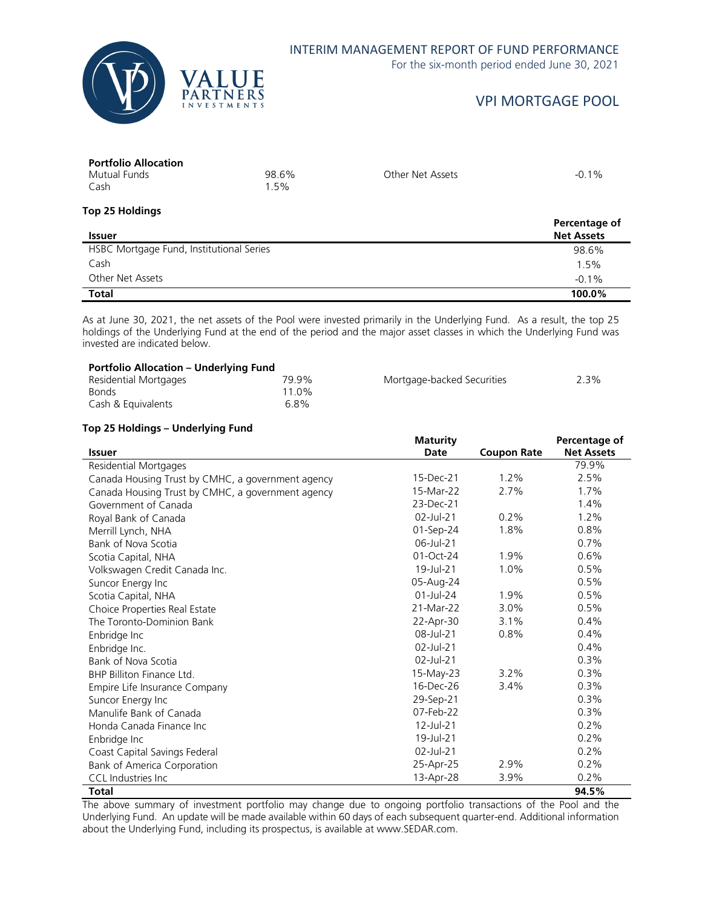**Portfolio Allocation**

| | | | |
|---|---|---|---|
| Mutual Funds | 98.6% | Other Net Assets | -0.1% |
| Cash | 1.5% | | |

**Top 25 Holdings**

| Issuer | Percentage of Net Assets |
|---|---|
| HSBC Mortgage Fund, Institutional Series | 98.6% |
| Cash | 1.5% |
| Other Net Assets | -0.1% |
| **Total** | **100.0%** |

As at June 30, 2021, the net assets of the Pool were invested primarily in the Underlying Fund. As a result, the top 25 holdings of the Underlying Fund at the end of the period and the major asset classes in which the Underlying Fund was invested are indicated below.

**Portfolio Allocation – Underlying Fund**

| | | | |
|---|---|---|---|
| Residential Mortgages | 79.9% | Mortgage-backed Securities | 2.3% |
| Bonds | 11.0% | | |
| Cash & Equivalents | 6.8% | | |

**Top 25 Holdings – Underlying Fund**

| Issuer | Maturity Date | Coupon Rate | Percentage of Net Assets |
|---|---|---|---|
| Residential Mortgages | | | 79.9% |
| Canada Housing Trust by CMHC, a government agency | 15-Dec-21 | 1.2% | 2.5% |
| Canada Housing Trust by CMHC, a government agency | 15-Mar-22 | 2.7% | 1.7% |
| Government of Canada | 23-Dec-21 | | 1.4% |
| Royal Bank of Canada | 02-Jul-21 | 0.2% | 1.2% |
| Merrill Lynch, NHA | 01-Sep-24 | 1.8% | 0.8% |
| Bank of Nova Scotia | 06-Jul-21 | | 0.7% |
| Scotia Capital, NHA | 01-Oct-24 | 1.9% | 0.6% |
| Volkswagen Credit Canada Inc. | 19-Jul-21 | 1.0% | 0.5% |
| Suncor Energy Inc | 05-Aug-24 | | 0.5% |
| Scotia Capital, NHA | 01-Jul-24 | 1.9% | 0.5% |
| Choice Properties Real Estate | 21-Mar-22 | 3.0% | 0.5% |
| The Toronto-Dominion Bank | 22-Apr-30 | 3.1% | 0.4% |
| Enbridge Inc | 08-Jul-21 | 0.8% | 0.4% |
| Enbridge Inc. | 02-Jul-21 | | 0.4% |
| Bank of Nova Scotia | 02-Jul-21 | | 0.3% |
| BHP Billiton Finance Ltd. | 15-May-23 | 3.2% | 0.3% |
| Empire Life Insurance Company | 16-Dec-26 | 3.4% | 0.3% |
| Suncor Energy Inc | 29-Sep-21 | | 0.3% |
| Manulife Bank of Canada | 07-Feb-22 | | 0.3% |
| Honda Canada Finance Inc | 12-Jul-21 | | 0.2% |
| Enbridge Inc | 19-Jul-21 | | 0.2% |
| Coast Capital Savings Federal | 02-Jul-21 | | 0.2% |
| Bank of America Corporation | 25-Apr-25 | 2.9% | 0.2% |
| CCL Industries Inc | 13-Apr-28 | 3.9% | 0.2% |
| **Total** | | | **94.5%** |

The above summary of investment portfolio may change due to ongoing portfolio transactions of the Pool and the Underlying Fund. An update will be made available within 60 days of each subsequent quarter-end. Additional information about the Underlying Fund, including its prospectus, is available at www.SEDAR.com.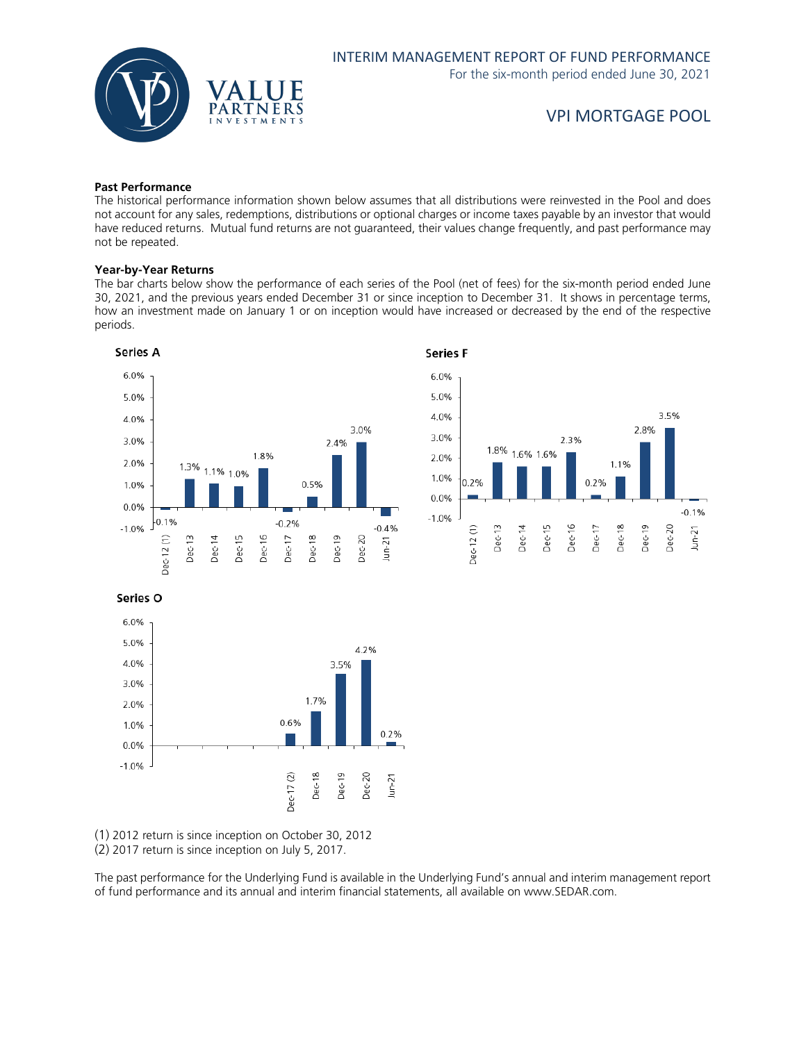## Past Performance

The historical performance information shown below assumes that all distributions were reinvested in the Pool and does not account for any sales, redemptions, distributions or optional charges or income taxes payable by an investor that would have reduced returns. Mutual fund returns are not guaranteed, their values change frequently, and past performance may not be repeated.

## Year-by-Year Returns

The bar charts below show the performance of each series of the Pool (net of fees) for the six-month period ended June 30, 2021, and the previous years ended December 31 or since inception to December 31. It shows in percentage terms, how an investment made on January 1 or on inception would have increased or decreased by the end of the respective periods.

**Series A**

| Dec-12 (1) | Dec-13 | Dec-14 | Dec-15 | Dec-16 | Dec-17 | Dec-18 | Dec-19 | Dec-20 | Jun-21 |
|---|---|---|---|---|---|---|---|---|---|
| -0.1% | 1.3% | 1.1% | 1.0% | 1.8% | -0.2% | 0.5% | 2.4% | 3.0% | -0.4% |

**Series F**

| Dec-12 (1) | Dec-13 | Dec-14 | Dec-15 | Dec-16 | Dec-17 | Dec-18 | Dec-19 | Dec-20 | Jun-21 |
|---|---|---|---|---|---|---|---|---|---|
| 0.2% | 1.8% | 1.6% | 1.6% | 2.3% | 0.2% | 1.1% | 2.8% | 3.5% | -0.1% |

**Series O**

| Dec-17 (2) | Dec-18 | Dec-19 | Dec-20 | Jun-21 |
|---|---|---|---|---|
| 0.6% | 1.7% | 3.5% | 4.2% | 0.2% |

(1) 2012 return is since inception on October 30, 2012
(2) 2017 return is since inception on July 5, 2017.

The past performance for the Underlying Fund is available in the Underlying Fund's annual and interim management report of fund performance and its annual and interim financial statements, all available on www.SEDAR.com.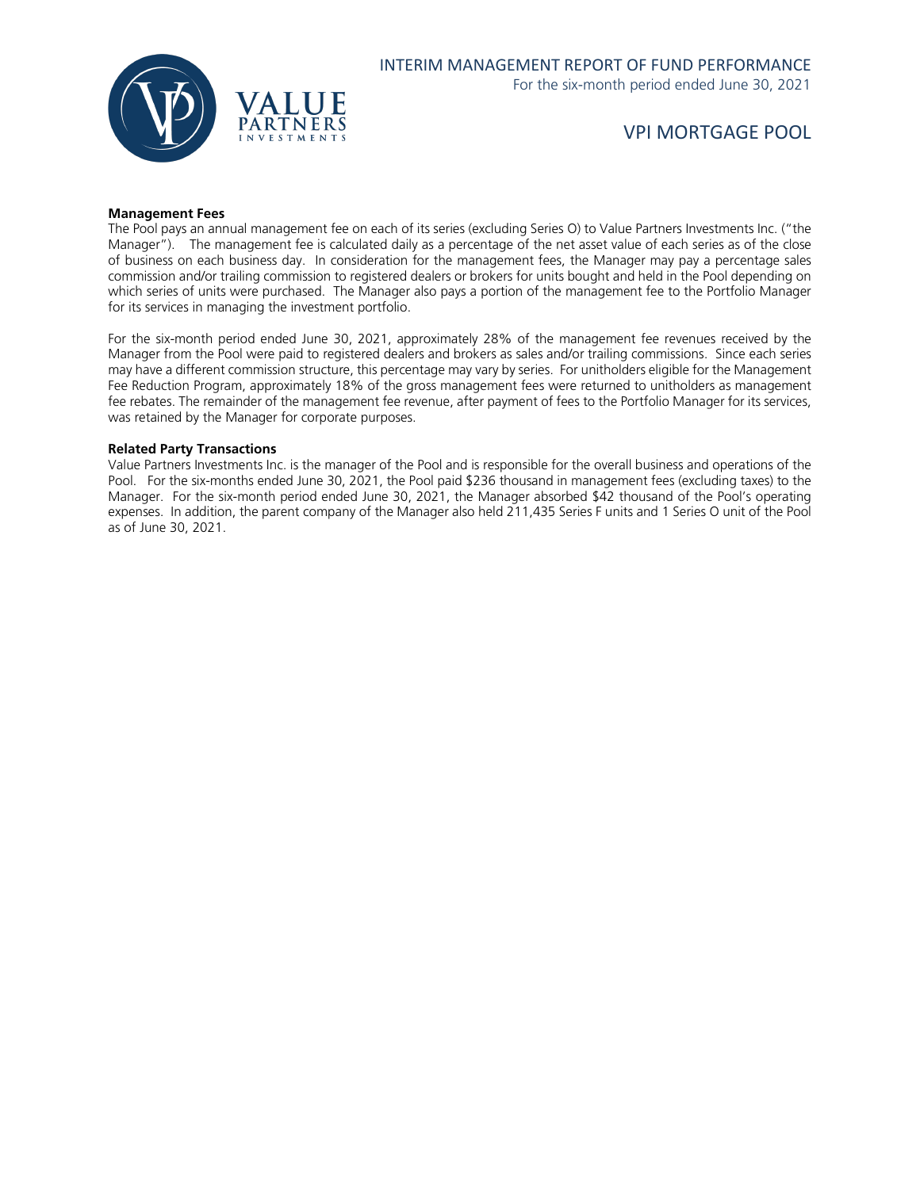**Management Fees**

The Pool pays an annual management fee on each of its series (excluding Series O) to Value Partners Investments Inc. ("the Manager"). The management fee is calculated daily as a percentage of the net asset value of each series as of the close of business on each business day. In consideration for the management fees, the Manager may pay a percentage sales commission and/or trailing commission to registered dealers or brokers for units bought and held in the Pool depending on which series of units were purchased. The Manager also pays a portion of the management fee to the Portfolio Manager for its services in managing the investment portfolio.

For the six-month period ended June 30, 2021, approximately 28% of the management fee revenues received by the Manager from the Pool were paid to registered dealers and brokers as sales and/or trailing commissions. Since each series may have a different commission structure, this percentage may vary by series. For unitholders eligible for the Management Fee Reduction Program, approximately 18% of the gross management fees were returned to unitholders as management fee rebates. The remainder of the management fee revenue, after payment of fees to the Portfolio Manager for its services, was retained by the Manager for corporate purposes.

**Related Party Transactions**

Value Partners Investments Inc. is the manager of the Pool and is responsible for the overall business and operations of the Pool. For the six-months ended June 30, 2021, the Pool paid $236 thousand in management fees (excluding taxes) to the Manager. For the six-month period ended June 30, 2021, the Manager absorbed $42 thousand of the Pool's operating expenses. In addition, the parent company of the Manager also held 211,435 Series F units and 1 Series O unit of the Pool as of June 30, 2021.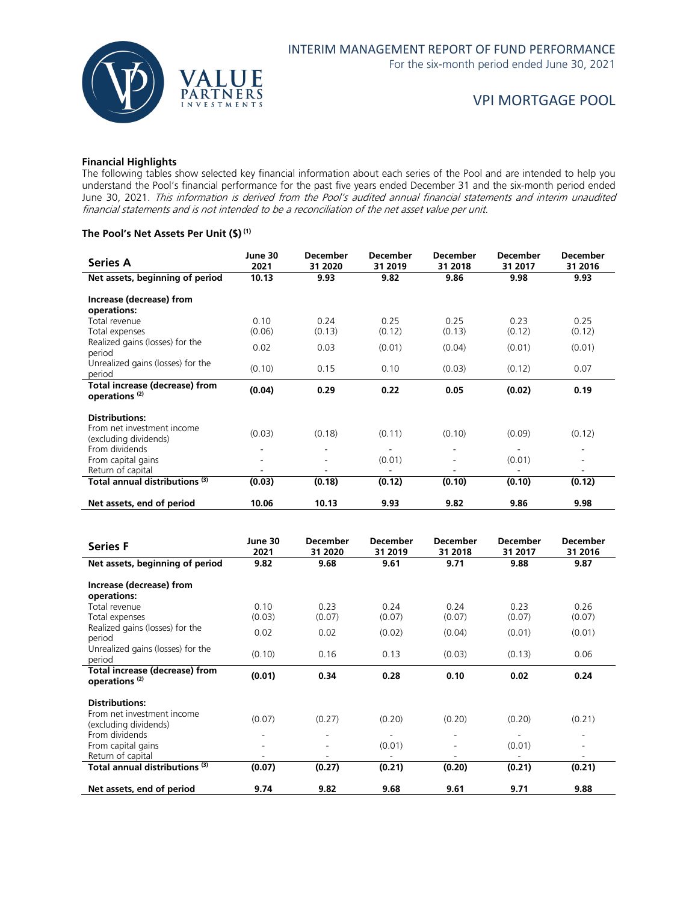### Financial Highlights

The following tables show selected key financial information about each series of the Pool and are intended to help you understand the Pool's financial performance for the past five years ended December 31 and the six-month period ended June 30, 2021. *This information is derived from the Pool's audited annual financial statements and interim unaudited financial statements and is not intended to be a reconciliation of the net asset value per unit.*

### The Pool's Net Assets Per Unit ($) [(1)]

| Series A | June 30 2021 | December 31 2020 | December 31 2019 | December 31 2018 | December 31 2017 | December 31 2016 |
|---|---|---|---|---|---|---|
| **Net assets, beginning of period** | **10.13** | **9.93** | **9.82** | **9.86** | **9.98** | **9.93** |
| **Increase (decrease) from operations:** | | | | | | |
| Total revenue | 0.10 | 0.24 | 0.25 | 0.25 | 0.23 | 0.25 |
| Total expenses | (0.06) | (0.13) | (0.12) | (0.13) | (0.12) | (0.12) |
| Realized gains (losses) for the period | 0.02 | 0.03 | (0.01) | (0.04) | (0.01) | (0.01) |
| Unrealized gains (losses) for the period | (0.10) | 0.15 | 0.10 | (0.03) | (0.12) | 0.07 |
| **Total increase (decrease) from operations [(2)]** | **(0.04)** | **0.29** | **0.22** | **0.05** | **(0.02)** | **0.19** |
| **Distributions:** | | | | | | |
| From net investment income (excluding dividends) | (0.03) | (0.18) | (0.11) | (0.10) | (0.09) | (0.12) |
| From dividends | - | - | - | - | - | - |
| From capital gains | - | - | (0.01) | - | (0.01) | - |
| Return of capital | - | - | - | - | - | - |
| **Total annual distributions [(3)]** | **(0.03)** | **(0.18)** | **(0.12)** | **(0.10)** | **(0.10)** | **(0.12)** |
| **Net assets, end of period** | **10.06** | **10.13** | **9.93** | **9.82** | **9.86** | **9.98** |

| Series F | June 30 2021 | December 31 2020 | December 31 2019 | December 31 2018 | December 31 2017 | December 31 2016 |
|---|---|---|---|---|---|---|
| **Net assets, beginning of period** | **9.82** | **9.68** | **9.61** | **9.71** | **9.88** | **9.87** |
| **Increase (decrease) from operations:** | | | | | | |
| Total revenue | 0.10 | 0.23 | 0.24 | 0.24 | 0.23 | 0.26 |
| Total expenses | (0.03) | (0.07) | (0.07) | (0.07) | (0.07) | (0.07) |
| Realized gains (losses) for the period | 0.02 | 0.02 | (0.02) | (0.04) | (0.01) | (0.01) |
| Unrealized gains (losses) for the period | (0.10) | 0.16 | 0.13 | (0.03) | (0.13) | 0.06 |
| **Total increase (decrease) from operations [(2)]** | **(0.01)** | **0.34** | **0.28** | **0.10** | **0.02** | **0.24** |
| **Distributions:** | | | | | | |
| From net investment income (excluding dividends) | (0.07) | (0.27) | (0.20) | (0.20) | (0.20) | (0.21) |
| From dividends | - | - | - | - | - | - |
| From capital gains | - | - | (0.01) | - | (0.01) | - |
| Return of capital | - | - | - | - | - | - |
| **Total annual distributions [(3)]** | **(0.07)** | **(0.27)** | **(0.21)** | **(0.20)** | **(0.21)** | **(0.21)** |
| **Net assets, end of period** | **9.74** | **9.82** | **9.68** | **9.61** | **9.71** | **9.88** |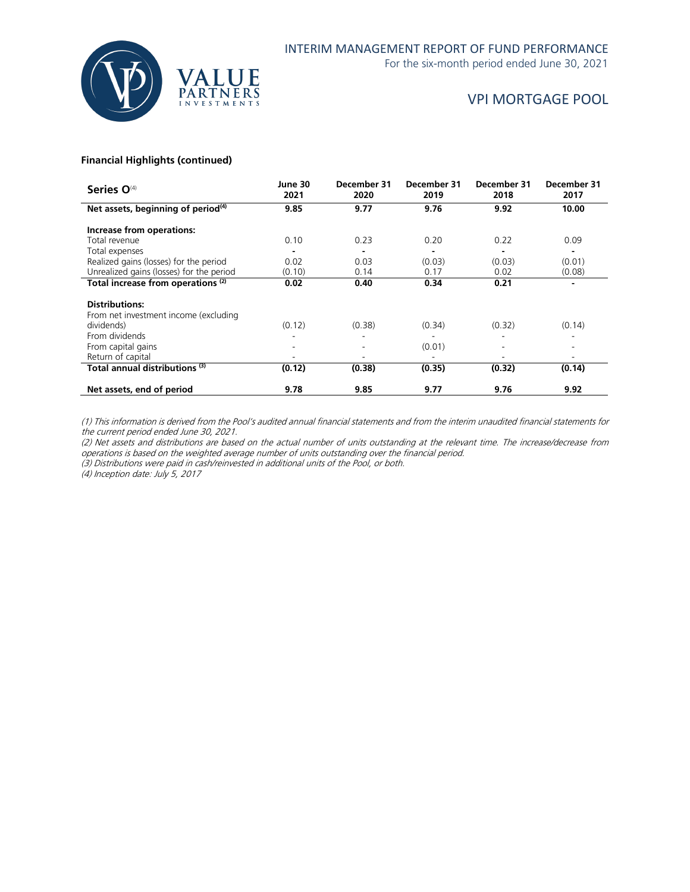**Financial Highlights (continued)**

| Series O[4] | June 30 2021 | December 31 2020 | December 31 2019 | December 31 2018 | December 31 2017 |
|---|---|---|---|---|---|
| **Net assets, beginning of period[4]** | **9.85** | **9.77** | **9.76** | **9.92** | **10.00** |
| **Increase from operations:** | | | | | |
| Total revenue | 0.10 | 0.23 | 0.20 | 0.22 | 0.09 |
| Total expenses | - | - | - | - | - |
| Realized gains (losses) for the period | 0.02 | 0.03 | (0.03) | (0.03) | (0.01) |
| Unrealized gains (losses) for the period | (0.10) | 0.14 | 0.17 | 0.02 | (0.08) |
| **Total increase from operations [2]** | **0.02** | **0.40** | **0.34** | **0.21** | **-** |
| **Distributions:** | | | | | |
| From net investment income (excluding dividends) | (0.12) | (0.38) | (0.34) | (0.32) | (0.14) |
| From dividends | - | - | - | - | - |
| From capital gains | - | - | (0.01) | - | - |
| Return of capital | - | - | - | - | - |
| **Total annual distributions [3]** | **(0.12)** | **(0.38)** | **(0.35)** | **(0.32)** | **(0.14)** |
| **Net assets, end of period** | **9.78** | **9.85** | **9.77** | **9.76** | **9.92** |

*(1) This information is derived from the Pool's audited annual financial statements and from the interim unaudited financial statements for the current period ended June 30, 2021.*

*(2) Net assets and distributions are based on the actual number of units outstanding at the relevant time. The increase/decrease from operations is based on the weighted average number of units outstanding over the financial period.*

*(3) Distributions were paid in cash/reinvested in additional units of the Pool, or both.*

*(4) Inception date: July 5, 2017*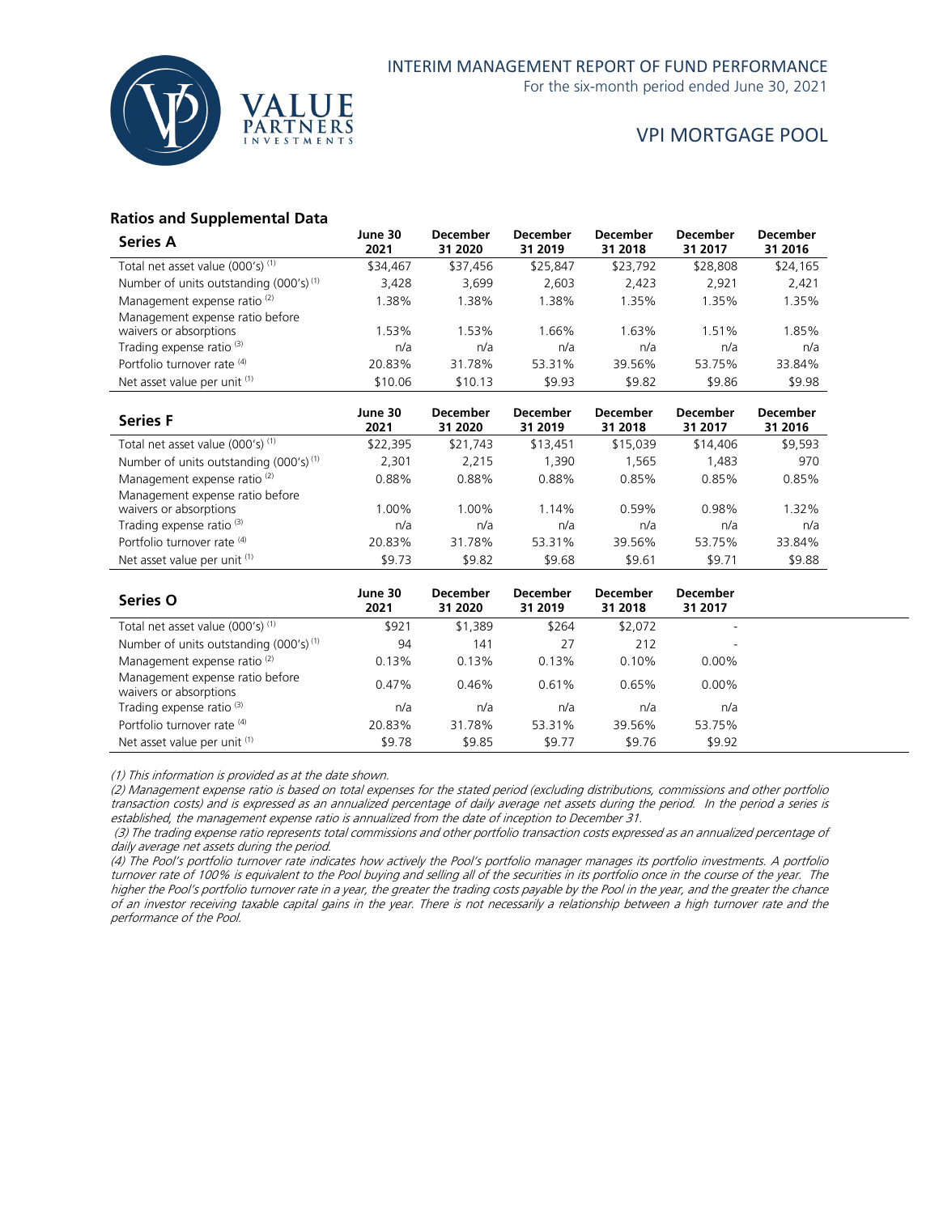## Ratios and Supplemental Data

| Series A | June 30 2021 | December 31 2020 | December 31 2019 | December 31 2018 | December 31 2017 | December 31 2016 |
|---|---|---|---|---|---|---|
| Total net asset value (000's) (1) | $34,467 | $37,456 | $25,847 | $23,792 | $28,808 | $24,165 |
| Number of units outstanding (000's) (1) | 3,428 | 3,699 | 2,603 | 2,423 | 2,921 | 2,421 |
| Management expense ratio (2) | 1.38% | 1.38% | 1.38% | 1.35% | 1.35% | 1.35% |
| Management expense ratio before waivers or absorptions | 1.53% | 1.53% | 1.66% | 1.63% | 1.51% | 1.85% |
| Trading expense ratio (3) | n/a | n/a | n/a | n/a | n/a | n/a |
| Portfolio turnover rate (4) | 20.83% | 31.78% | 53.31% | 39.56% | 53.75% | 33.84% |
| Net asset value per unit (1) | $10.06 | $10.13 | $9.93 | $9.82 | $9.86 | $9.98 |

| Series F | June 30 2021 | December 31 2020 | December 31 2019 | December 31 2018 | December 31 2017 | December 31 2016 |
|---|---|---|---|---|---|---|
| Total net asset value (000's) (1) | $22,395 | $21,743 | $13,451 | $15,039 | $14,406 | $9,593 |
| Number of units outstanding (000's) (1) | 2,301 | 2,215 | 1,390 | 1,565 | 1,483 | 970 |
| Management expense ratio (2) | 0.88% | 0.88% | 0.88% | 0.85% | 0.85% | 0.85% |
| Management expense ratio before waivers or absorptions | 1.00% | 1.00% | 1.14% | 0.59% | 0.98% | 1.32% |
| Trading expense ratio (3) | n/a | n/a | n/a | n/a | n/a | n/a |
| Portfolio turnover rate (4) | 20.83% | 31.78% | 53.31% | 39.56% | 53.75% | 33.84% |
| Net asset value per unit (1) | $9.73 | $9.82 | $9.68 | $9.61 | $9.71 | $9.88 |

| Series O | June 30 2021 | December 31 2020 | December 31 2019 | December 31 2018 | December 31 2017 |
|---|---|---|---|---|---|
| Total net asset value (000's) (1) | $921 | $1,389 | $264 | $2,072 | - |
| Number of units outstanding (000's) (1) | 94 | 141 | 27 | 212 | - |
| Management expense ratio (2) | 0.13% | 0.13% | 0.13% | 0.10% | 0.00% |
| Management expense ratio before waivers or absorptions | 0.47% | 0.46% | 0.61% | 0.65% | 0.00% |
| Trading expense ratio (3) | n/a | n/a | n/a | n/a | n/a |
| Portfolio turnover rate (4) | 20.83% | 31.78% | 53.31% | 39.56% | 53.75% |
| Net asset value per unit (1) | $9.78 | $9.85 | $9.77 | $9.76 | $9.92 |

*(1) This information is provided as at the date shown.*

*(2) Management expense ratio is based on total expenses for the stated period (excluding distributions, commissions and other portfolio transaction costs) and is expressed as an annualized percentage of daily average net assets during the period. In the period a series is established, the management expense ratio is annualized from the date of inception to December 31.*

*(3) The trading expense ratio represents total commissions and other portfolio transaction costs expressed as an annualized percentage of daily average net assets during the period.*

*(4) The Pool's portfolio turnover rate indicates how actively the Pool's portfolio manager manages its portfolio investments. A portfolio turnover rate of 100% is equivalent to the Pool buying and selling all of the securities in its portfolio once in the course of the year. The higher the Pool's portfolio turnover rate in a year, the greater the trading costs payable by the Pool in the year, and the greater the chance of an investor receiving taxable capital gains in the year. There is not necessarily a relationship between a high turnover rate and the performance of the Pool.*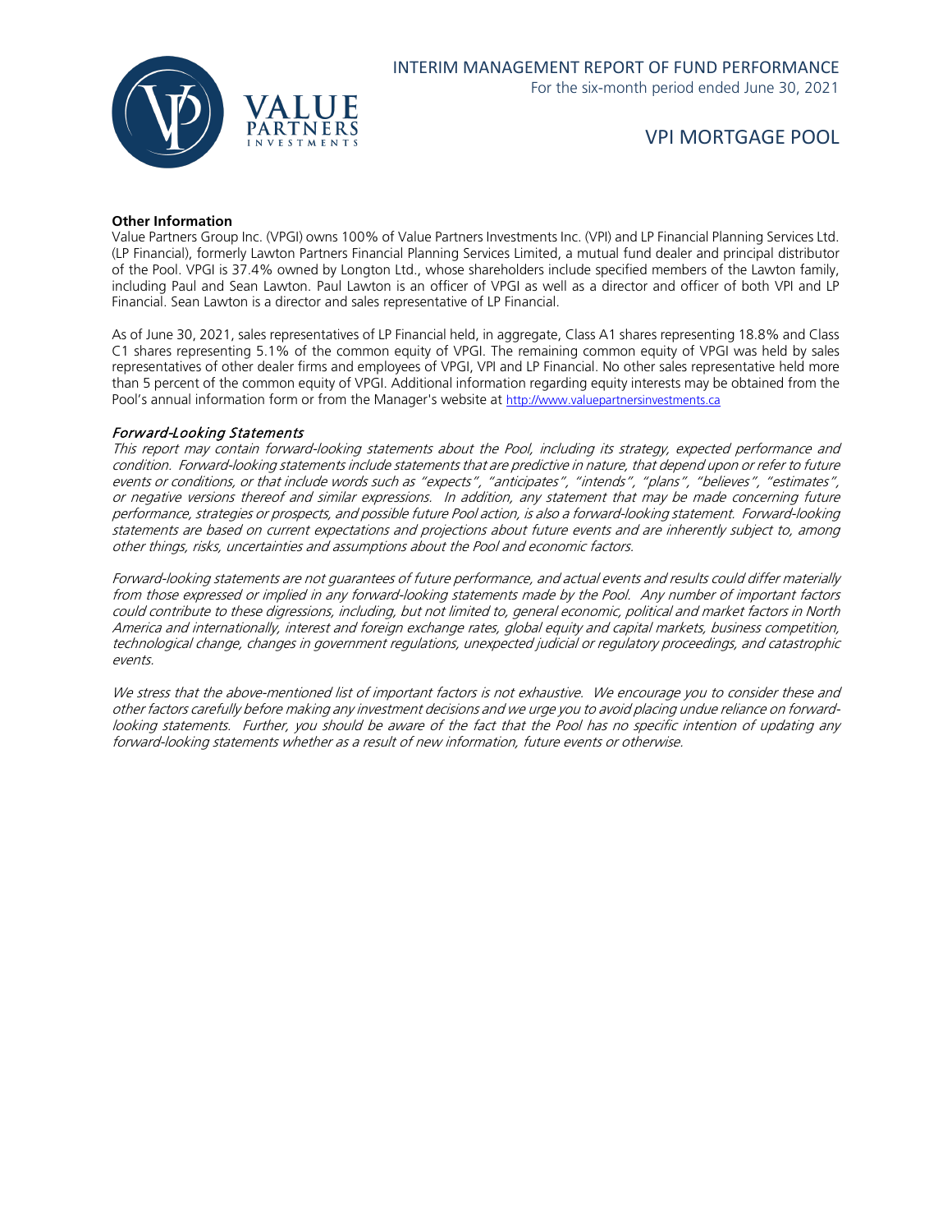### Other Information

Value Partners Group Inc. (VPGI) owns 100% of Value Partners Investments Inc. (VPI) and LP Financial Planning Services Ltd. (LP Financial), formerly Lawton Partners Financial Planning Services Limited, a mutual fund dealer and principal distributor of the Pool. VPGI is 37.4% owned by Longton Ltd., whose shareholders include specified members of the Lawton family, including Paul and Sean Lawton. Paul Lawton is an officer of VPGI as well as a director and officer of both VPI and LP Financial. Sean Lawton is a director and sales representative of LP Financial.

As of June 30, 2021, sales representatives of LP Financial held, in aggregate, Class A1 shares representing 18.8% and Class C1 shares representing 5.1% of the common equity of VPGI. The remaining common equity of VPGI was held by sales representatives of other dealer firms and employees of VPGI, VPI and LP Financial. No other sales representative held more than 5 percent of the common equity of VPGI. Additional information regarding equity interests may be obtained from the Pool's annual information form or from the Manager's website at http://www.valuepartnersinvestments.ca

### *Forward-Looking Statements*

*This report may contain forward-looking statements about the Pool, including its strategy, expected performance and condition. Forward-looking statements include statements that are predictive in nature, that depend upon or refer to future events or conditions, or that include words such as "expects", "anticipates", "intends", "plans", "believes", "estimates", or negative versions thereof and similar expressions. In addition, any statement that may be made concerning future performance, strategies or prospects, and possible future Pool action, is also a forward-looking statement. Forward-looking statements are based on current expectations and projections about future events and are inherently subject to, among other things, risks, uncertainties and assumptions about the Pool and economic factors.*

*Forward-looking statements are not guarantees of future performance, and actual events and results could differ materially from those expressed or implied in any forward-looking statements made by the Pool. Any number of important factors could contribute to these digressions, including, but not limited to, general economic, political and market factors in North America and internationally, interest and foreign exchange rates, global equity and capital markets, business competition, technological change, changes in government regulations, unexpected judicial or regulatory proceedings, and catastrophic events.*

*We stress that the above-mentioned list of important factors is not exhaustive. We encourage you to consider these and other factors carefully before making any investment decisions and we urge you to avoid placing undue reliance on forward-looking statements. Further, you should be aware of the fact that the Pool has no specific intention of updating any forward-looking statements whether as a result of new information, future events or otherwise.*